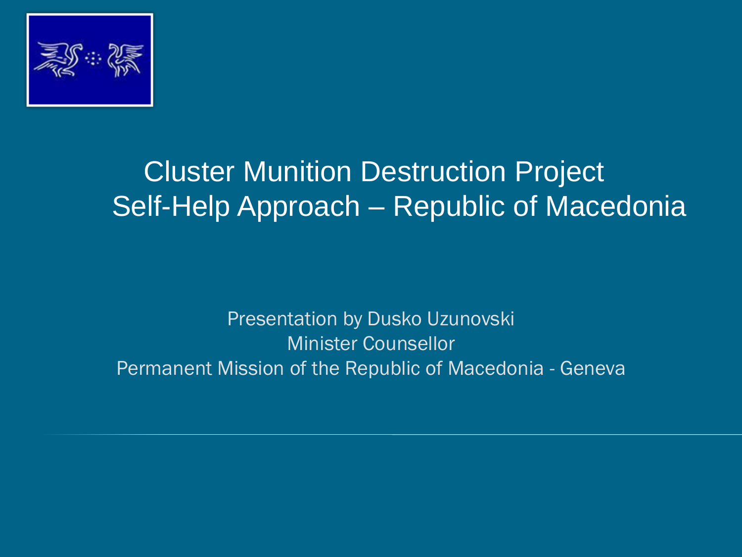# Cluster Munition Destruction Project
# Self-Help Approach – Republic of Macedonia

Presentation by Dusko Uzunovski
Minister Counsellor
Permanent Mission of the Republic of Macedonia - Geneva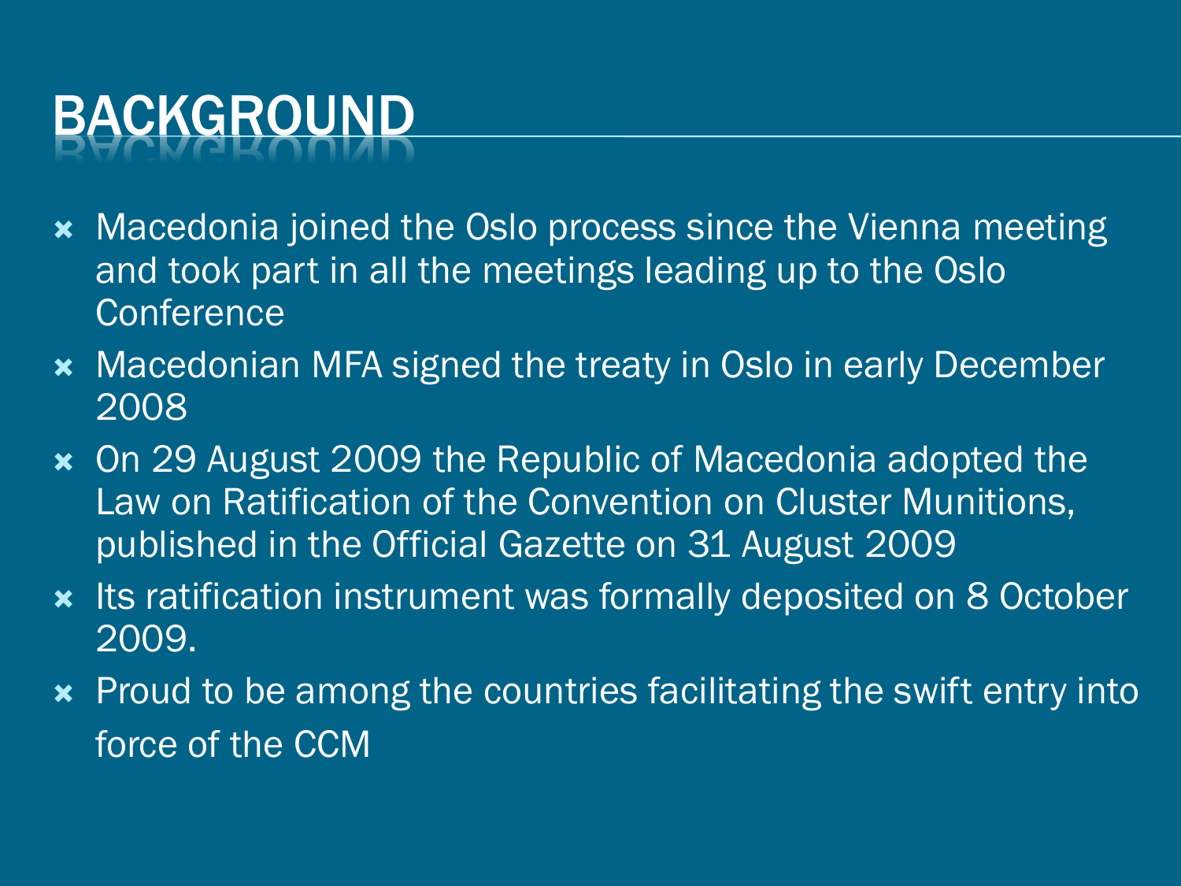# BACKGROUND

- Macedonia joined the Oslo process since the Vienna meeting and took part in all the meetings leading up to the Oslo Conference
- Macedonian MFA signed the treaty in Oslo in early December 2008
- On 29 August 2009 the Republic of Macedonia adopted the Law on Ratification of the Convention on Cluster Munitions, published in the Official Gazette on 31 August 2009
- Its ratification instrument was formally deposited on 8 October 2009.
- Proud to be among the countries facilitating the swift entry into force of the CCM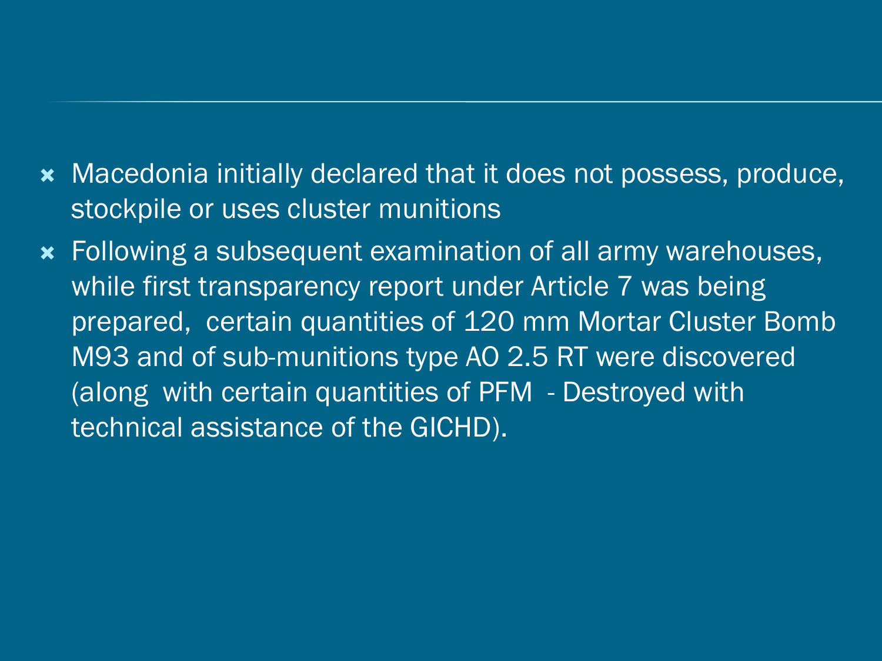- Macedonia initially declared that it does not possess, produce, stockpile or uses cluster munitions
- Following a subsequent examination of all army warehouses, while first transparency report under Article 7 was being prepared, certain quantities of 120 mm Mortar Cluster Bomb M93 and of sub-munitions type AO 2.5 RT were discovered (along with certain quantities of PFM - Destroyed with technical assistance of the GICHD).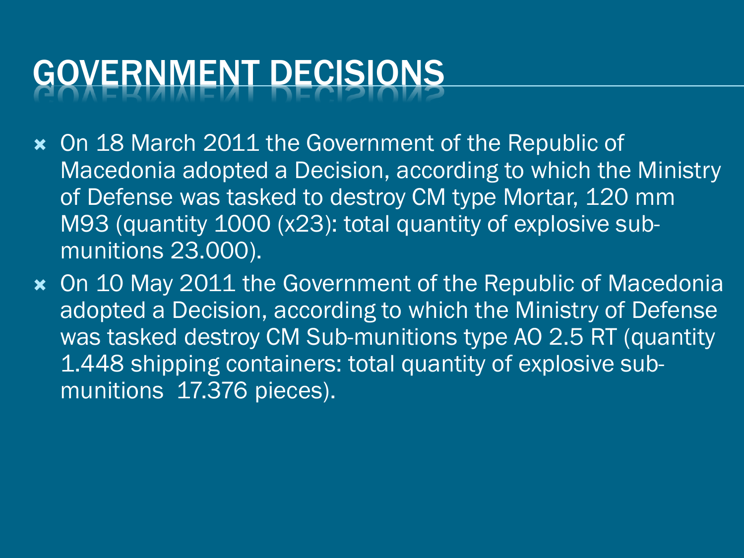# GOVERNMENT DECISIONS

- On 18 March 2011 the Government of the Republic of Macedonia adopted a Decision, according to which the Ministry of Defense was tasked to destroy CM type Mortar, 120 mm M93 (quantity 1000 (x23): total quantity of explosive sub-munitions 23.000).
- On 10 May 2011 the Government of the Republic of Macedonia adopted a Decision, according to which the Ministry of Defense was tasked destroy CM Sub-munitions type AO 2.5 RT (quantity 1.448 shipping containers: total quantity of explosive sub-munitions 17.376 pieces).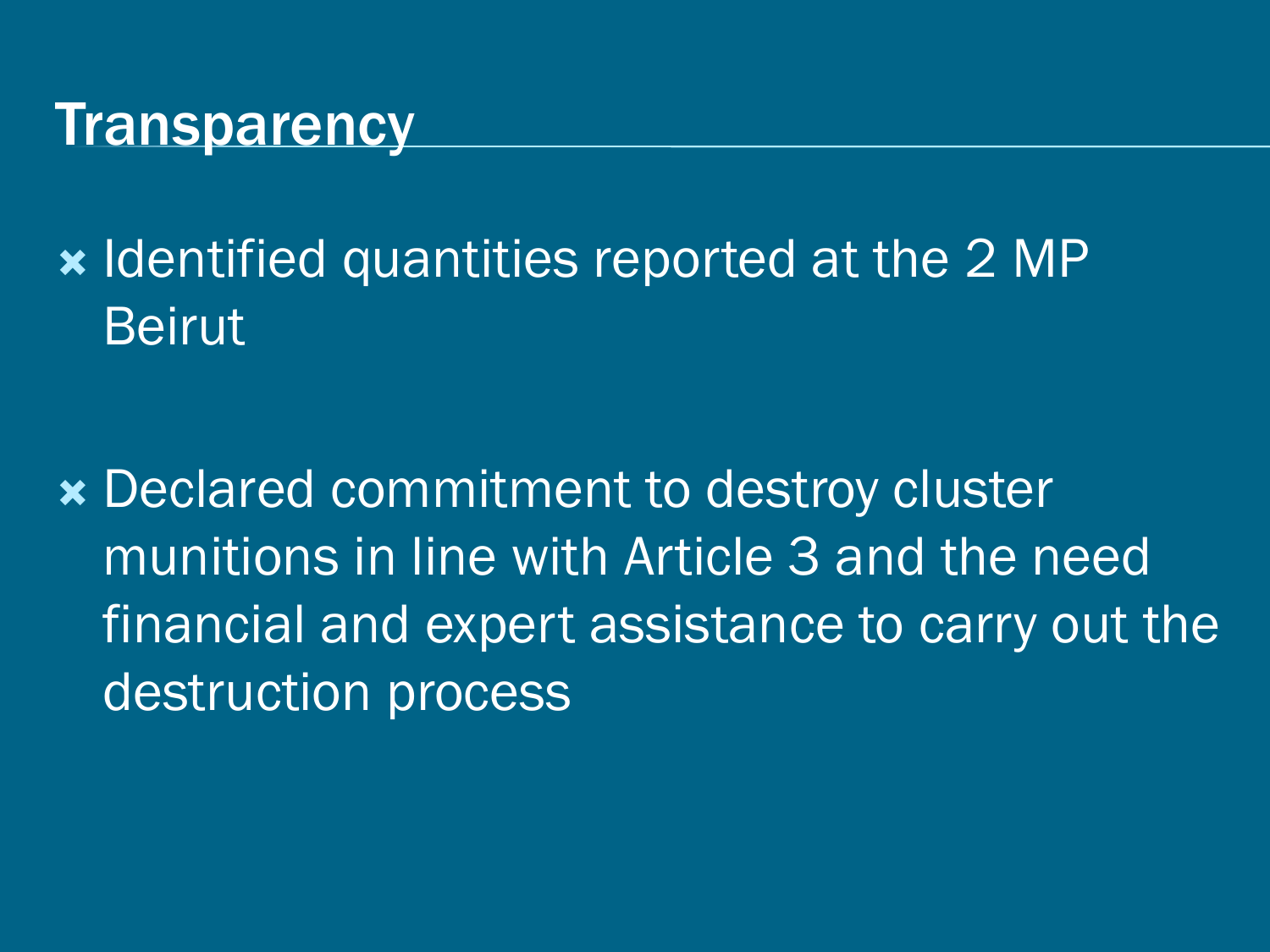## Transparency

- Identified quantities reported at the 2 MP Beirut

- Declared commitment to destroy cluster munitions in line with Article 3 and the need financial and expert assistance to carry out the destruction process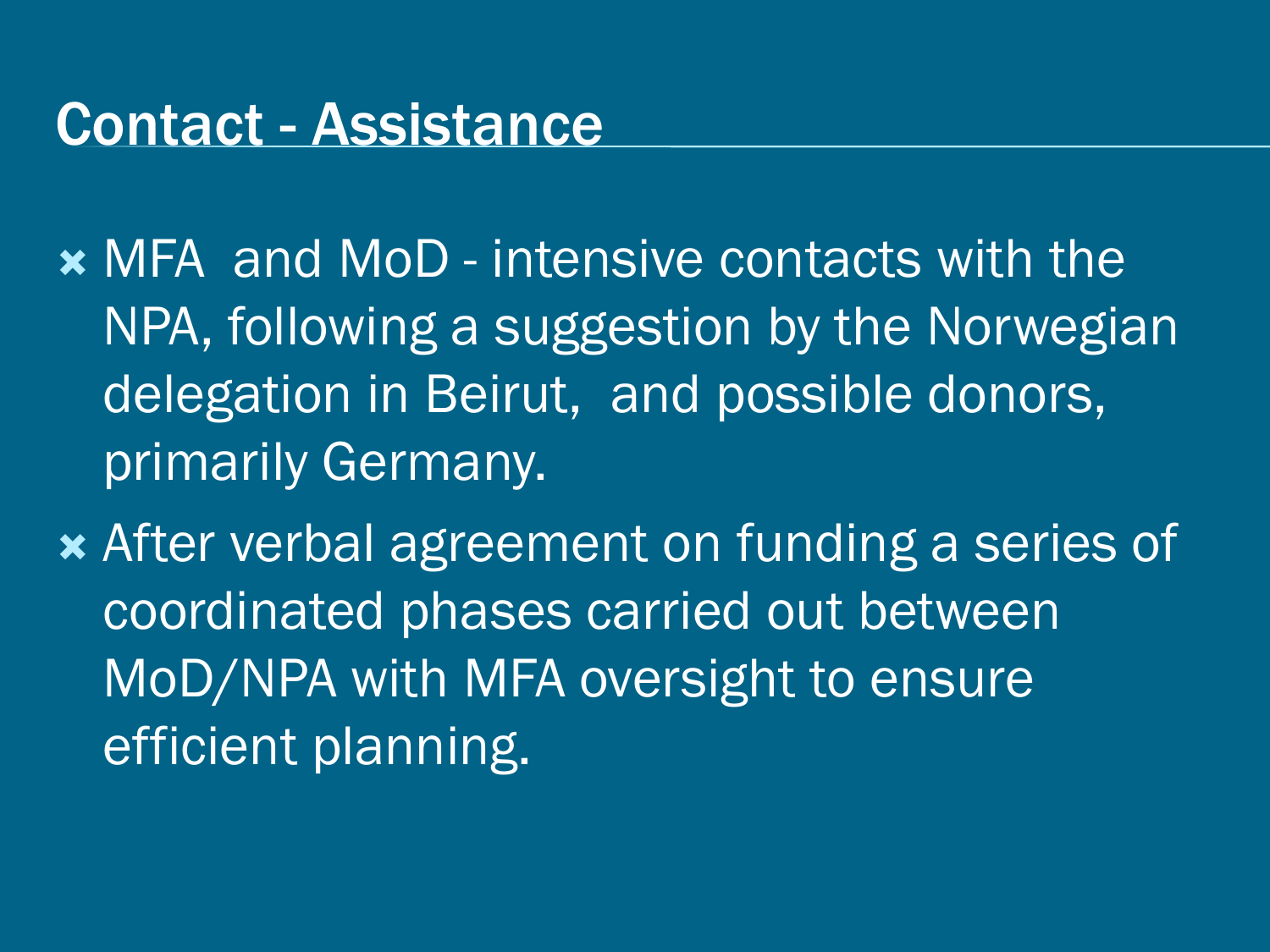## Contact - Assistance

- MFA and MoD - intensive contacts with the NPA, following a suggestion by the Norwegian delegation in Beirut, and possible donors, primarily Germany.
- After verbal agreement on funding a series of coordinated phases carried out between MoD/NPA with MFA oversight to ensure efficient planning.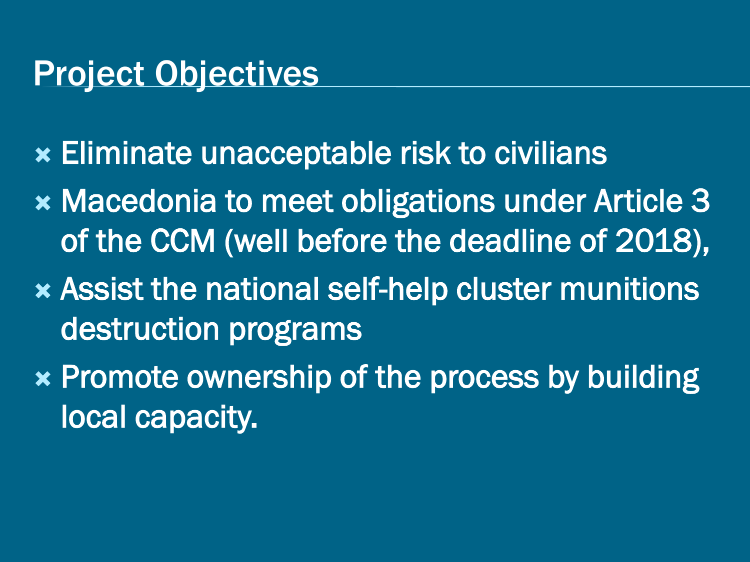# Project Objectives

- Eliminate unacceptable risk to civilians
- Macedonia to meet obligations under Article 3 of the CCM (well before the deadline of 2018),
- Assist the national self-help cluster munitions destruction programs
- Promote ownership of the process by building local capacity.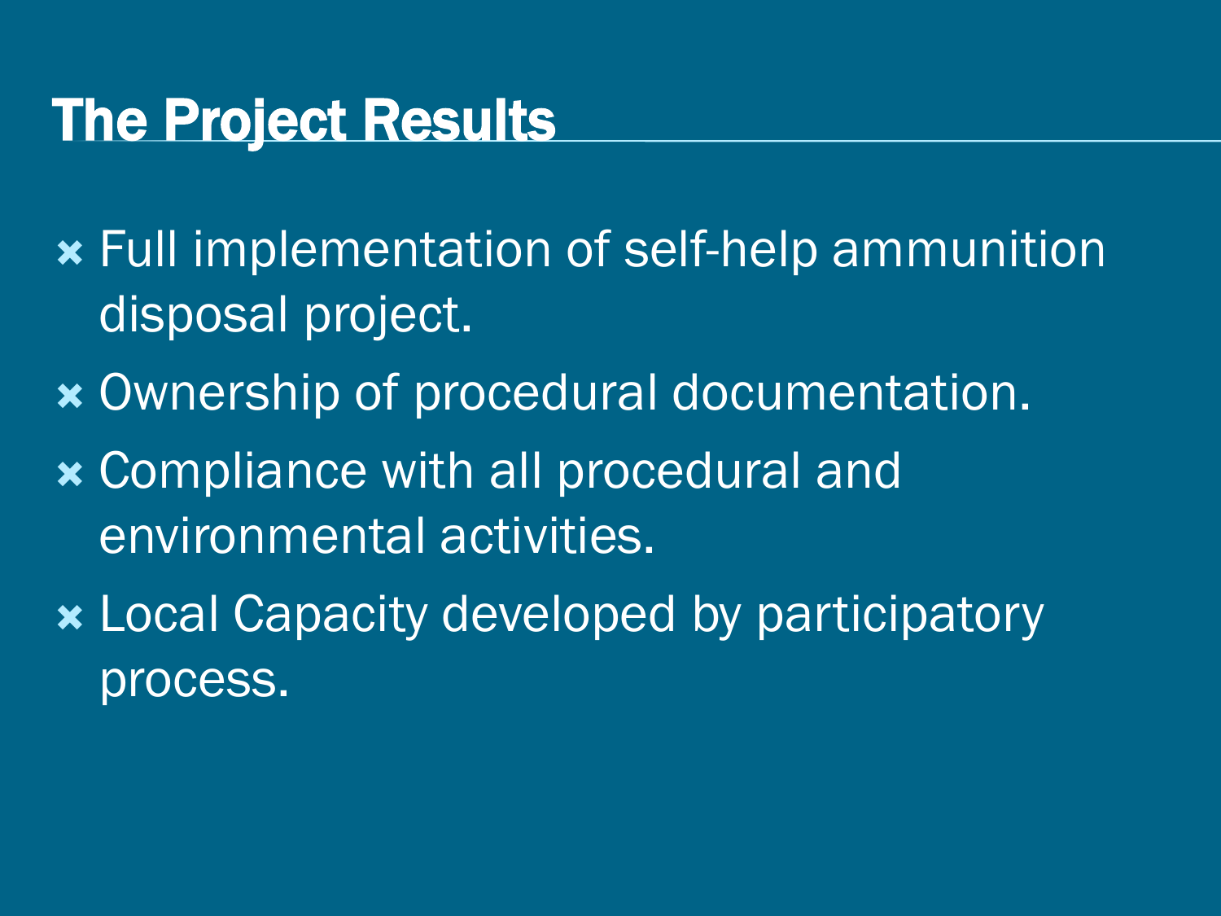# The Project Results

- Full implementation of self-help ammunition disposal project.
- Ownership of procedural documentation.
- Compliance with all procedural and environmental activities.
- Local Capacity developed by participatory process.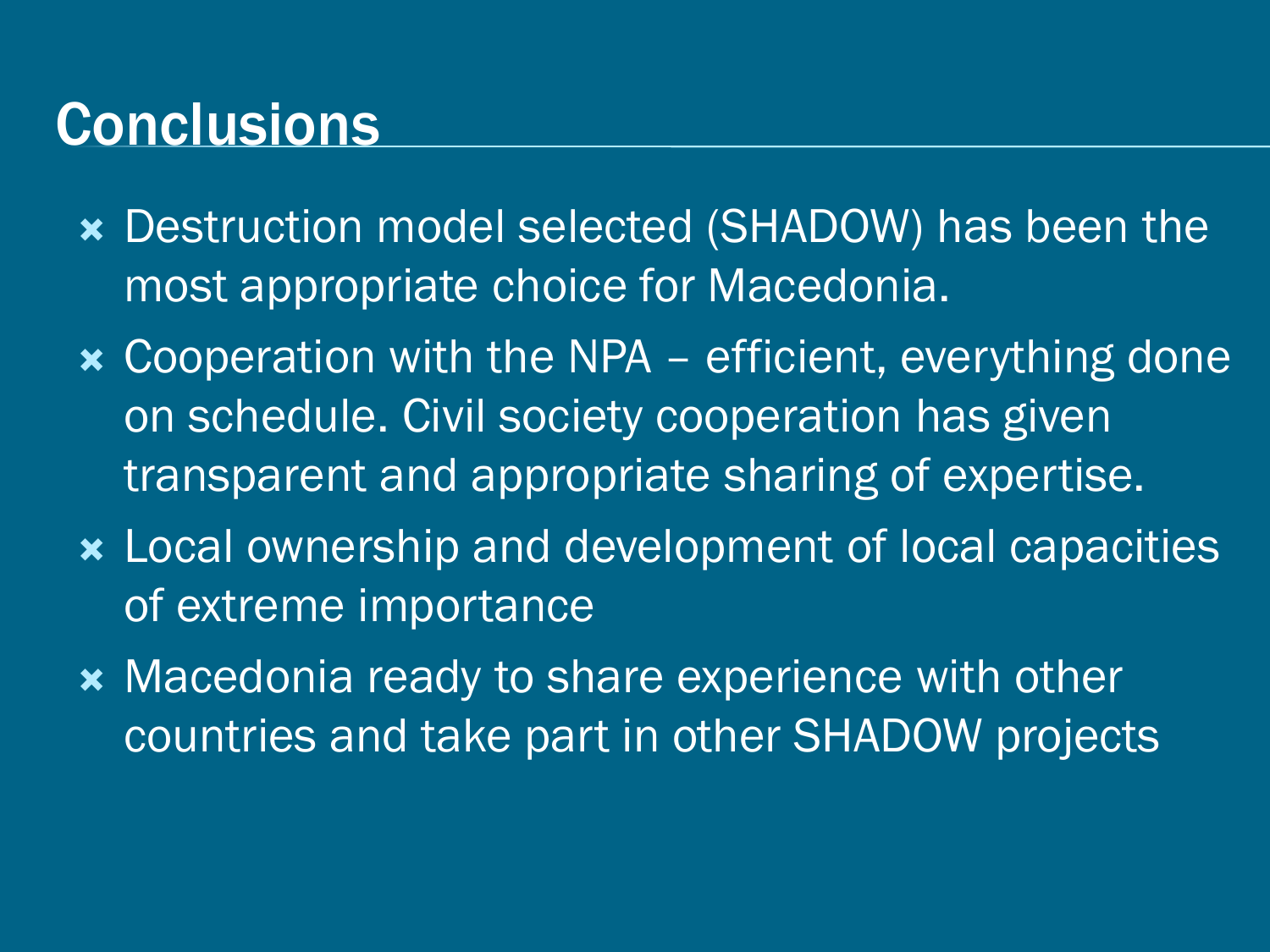# Conclusions

- Destruction model selected (SHADOW) has been the most appropriate choice for Macedonia.
- Cooperation with the NPA – efficient, everything done on schedule. Civil society cooperation has given transparent and appropriate sharing of expertise.
- Local ownership and development of local capacities of extreme importance
- Macedonia ready to share experience with other countries and take part in other SHADOW projects